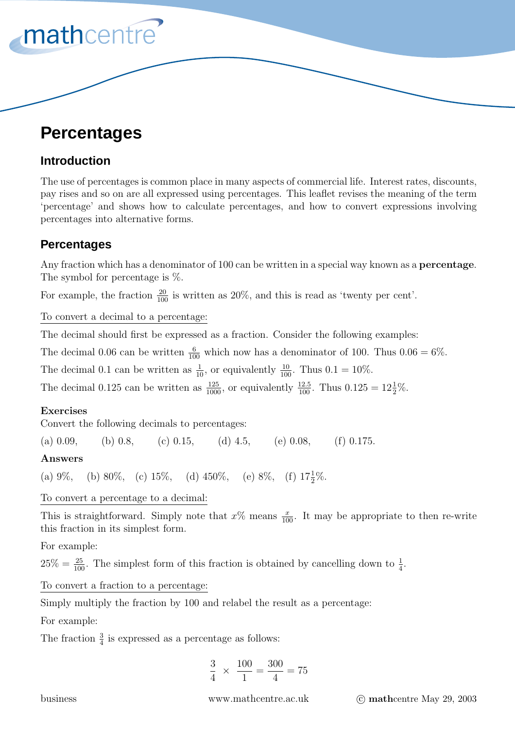# Percentages

## Introduction

The use of percentages is common place in many aspects of commercial life. Interest rates, discounts, pay rises and so on are all expressed using percentages. This leaflet revises the meaning of the term 'percentage' and shows how to calculate percentages, and how to convert expressions involving percentages into alternative forms.

## Percentages

Any fraction which has a denominator of 100 can be written in a special way known as a **percentage**. The symbol for percentage is %.

For example, the fraction $\frac{20}{100}$ is written as 20%, and this is read as 'twenty per cent'.

<u>To convert a decimal to a percentage:</u>

The decimal should first be expressed as a fraction. Consider the following examples:

The decimal 0.06 can be written $\frac{6}{100}$ which now has a denominator of 100. Thus $0.06 = 6\%$.

The decimal 0.1 can be written as $\frac{1}{10}$, or equivalently $\frac{10}{100}$. Thus $0.1 = 10\%$.

The decimal 0.125 can be written as $\frac{125}{1000}$, or equivalently $\frac{12.5}{100}$. Thus $0.125 = 12\frac{1}{2}\%$.

**Exercises**

Convert the following decimals to percentages:

(a) 0.09, (b) 0.8, (c) 0.15, (d) 4.5, (e) 0.08, (f) 0.175.

**Answers**

(a) 9%, (b) 80%, (c) 15%, (d) 450%, (e) 8%, (f) $17\frac{1}{2}\%$.

<u>To convert a percentage to a decimal:</u>

This is straightforward. Simply note that $x\%$ means $\frac{x}{100}$. It may be appropriate to then re-write this fraction in its simplest form.

For example:

$25\% = \frac{25}{100}$. The simplest form of this fraction is obtained by cancelling down to $\frac{1}{4}$.

<u>To convert a fraction to a percentage:</u>

Simply multiply the fraction by 100 and relabel the result as a percentage:

For example:

The fraction $\frac{3}{4}$ is expressed as a percentage as follows:

$$\frac{3}{4} \times \frac{100}{1} = \frac{300}{4} = 75$$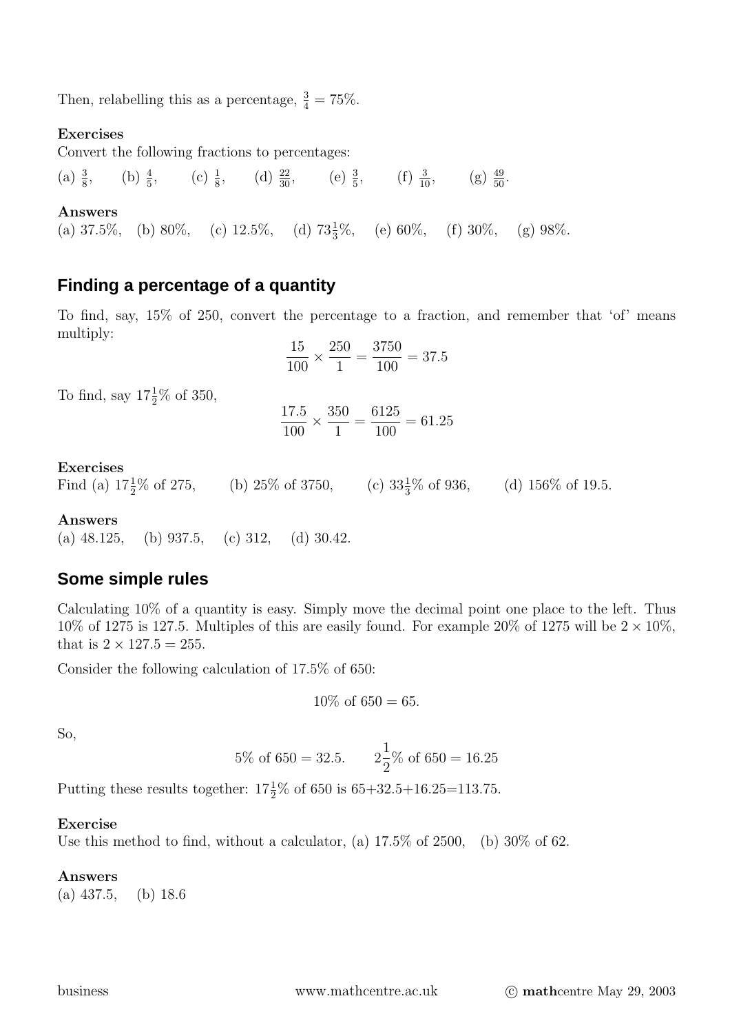Then, relabelling this as a percentage, $\frac{3}{4} = 75\%$.

**Exercises**

Convert the following fractions to percentages:

(a) $\frac{3}{8}$, (b) $\frac{4}{5}$, (c) $\frac{1}{8}$, (d) $\frac{22}{30}$, (e) $\frac{3}{5}$, (f) $\frac{3}{10}$, (g) $\frac{49}{50}$.

**Answers**

(a) 37.5%, (b) 80%, (c) 12.5%, (d) $73\frac{1}{3}\%$, (e) 60%, (f) 30%, (g) 98%.

## Finding a percentage of a quantity

To find, say, 15% of 250, convert the percentage to a fraction, and remember that 'of' means multiply:

$$\frac{15}{100} \times \frac{250}{1} = \frac{3750}{100} = 37.5$$

To find, say $17\frac{1}{2}\%$ of 350,

$$\frac{17.5}{100} \times \frac{350}{1} = \frac{6125}{100} = 61.25$$

**Exercises**

Find (a) $17\frac{1}{2}\%$ of 275, (b) 25% of 3750, (c) $33\frac{1}{3}\%$ of 936, (d) 156% of 19.5.

**Answers**

(a) 48.125, (b) 937.5, (c) 312, (d) 30.42.

## Some simple rules

Calculating 10% of a quantity is easy. Simply move the decimal point one place to the left. Thus 10% of 1275 is 127.5. Multiples of this are easily found. For example 20% of 1275 will be $2 \times 10\%$, that is $2 \times 127.5 = 255$.

Consider the following calculation of 17.5% of 650:

$$10\% \text{ of } 650 = 65.$$

So,

$$5\% \text{ of } 650 = 32.5. \qquad 2\frac{1}{2}\% \text{ of } 650 = 16.25$$

Putting these results together: $17\frac{1}{2}\%$ of 650 is 65+32.5+16.25=113.75.

**Exercise**

Use this method to find, without a calculator, (a) 17.5% of 2500, (b) 30% of 62.

**Answers**

(a) 437.5, (b) 18.6